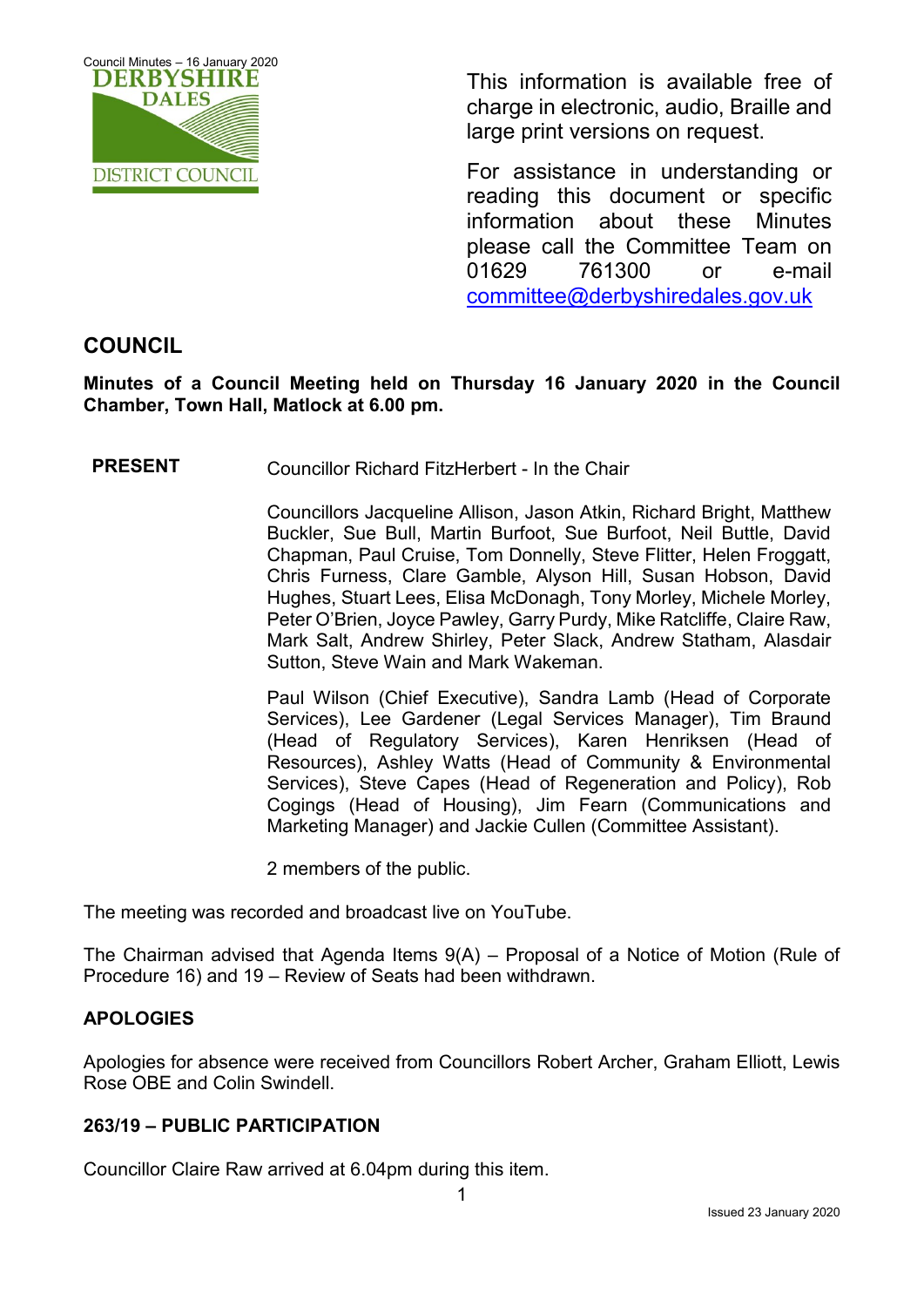This information is available free of charge in electronic, audio, Braille and large print versions on request.

For assistance in understanding or reading this document or specific information about these Minutes please call the Committee Team on 01629 761300 or e-mail committee@derbyshiredales.gov.uk

## COUNCIL

**Minutes of a Council Meeting held on Thursday 16 January 2020 in the Council Chamber, Town Hall, Matlock at 6.00 pm.**

**PRESENT** Councillor Richard FitzHerbert - In the Chair

Councillors Jacqueline Allison, Jason Atkin, Richard Bright, Matthew Buckler, Sue Bull, Martin Burfoot, Sue Burfoot, Neil Buttle, David Chapman, Paul Cruise, Tom Donnelly, Steve Flitter, Helen Froggatt, Chris Furness, Clare Gamble, Alyson Hill, Susan Hobson, David Hughes, Stuart Lees, Elisa McDonagh, Tony Morley, Michele Morley, Peter O'Brien, Joyce Pawley, Garry Purdy, Mike Ratcliffe, Claire Raw, Mark Salt, Andrew Shirley, Peter Slack, Andrew Statham, Alasdair Sutton, Steve Wain and Mark Wakeman.

Paul Wilson (Chief Executive), Sandra Lamb (Head of Corporate Services), Lee Gardener (Legal Services Manager), Tim Braund (Head of Regulatory Services), Karen Henriksen (Head of Resources), Ashley Watts (Head of Community & Environmental Services), Steve Capes (Head of Regeneration and Policy), Rob Cogings (Head of Housing), Jim Fearn (Communications and Marketing Manager) and Jackie Cullen (Committee Assistant).

2 members of the public.

The meeting was recorded and broadcast live on YouTube.

The Chairman advised that Agenda Items 9(A) – Proposal of a Notice of Motion (Rule of Procedure 16) and 19 – Review of Seats had been withdrawn.

### APOLOGIES

Apologies for absence were received from Councillors Robert Archer, Graham Elliott, Lewis Rose OBE and Colin Swindell.

### 263/19 – PUBLIC PARTICIPATION

Councillor Claire Raw arrived at 6.04pm during this item.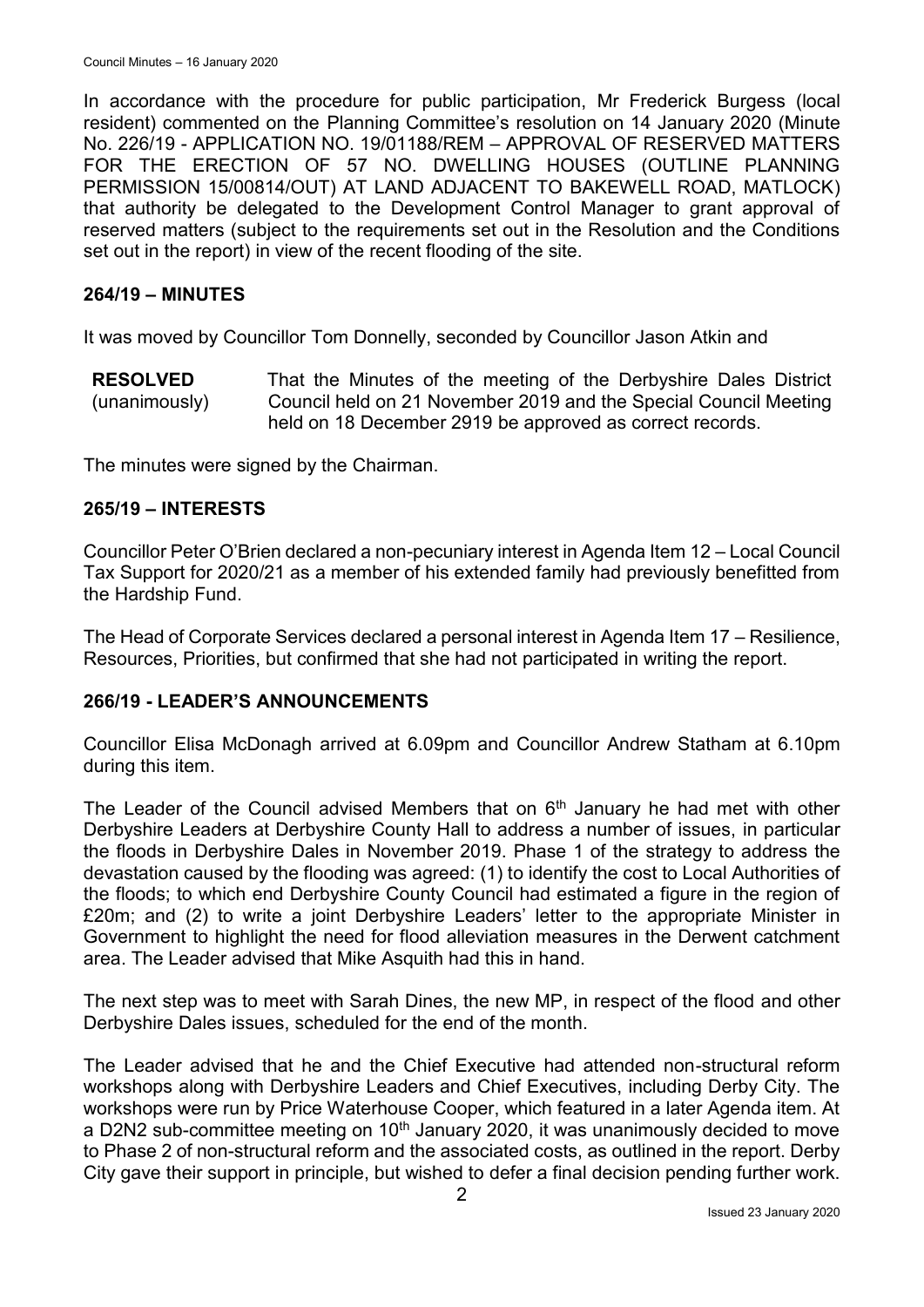In accordance with the procedure for public participation, Mr Frederick Burgess (local resident) commented on the Planning Committee's resolution on 14 January 2020 (Minute No. 226/19 - APPLICATION NO. 19/01188/REM – APPROVAL OF RESERVED MATTERS FOR THE ERECTION OF 57 NO. DWELLING HOUSES (OUTLINE PLANNING PERMISSION 15/00814/OUT) AT LAND ADJACENT TO BAKEWELL ROAD, MATLOCK) that authority be delegated to the Development Control Manager to grant approval of reserved matters (subject to the requirements set out in the Resolution and the Conditions set out in the report) in view of the recent flooding of the site.

## 264/19 – MINUTES

It was moved by Councillor Tom Donnelly, seconded by Councillor Jason Atkin and

**RESOLVED** (unanimously) That the Minutes of the meeting of the Derbyshire Dales District Council held on 21 November 2019 and the Special Council Meeting held on 18 December 2919 be approved as correct records.

The minutes were signed by the Chairman.

## 265/19 – INTERESTS

Councillor Peter O'Brien declared a non-pecuniary interest in Agenda Item 12 – Local Council Tax Support for 2020/21 as a member of his extended family had previously benefitted from the Hardship Fund.

The Head of Corporate Services declared a personal interest in Agenda Item 17 – Resilience, Resources, Priorities, but confirmed that she had not participated in writing the report.

## 266/19 - LEADER'S ANNOUNCEMENTS

Councillor Elisa McDonagh arrived at 6.09pm and Councillor Andrew Statham at 6.10pm during this item.

The Leader of the Council advised Members that on 6th January he had met with other Derbyshire Leaders at Derbyshire County Hall to address a number of issues, in particular the floods in Derbyshire Dales in November 2019. Phase 1 of the strategy to address the devastation caused by the flooding was agreed: (1) to identify the cost to Local Authorities of the floods; to which end Derbyshire County Council had estimated a figure in the region of £20m; and (2) to write a joint Derbyshire Leaders' letter to the appropriate Minister in Government to highlight the need for flood alleviation measures in the Derwent catchment area. The Leader advised that Mike Asquith had this in hand.

The next step was to meet with Sarah Dines, the new MP, in respect of the flood and other Derbyshire Dales issues, scheduled for the end of the month.

The Leader advised that he and the Chief Executive had attended non-structural reform workshops along with Derbyshire Leaders and Chief Executives, including Derby City. The workshops were run by Price Waterhouse Cooper, which featured in a later Agenda item. At a D2N2 sub-committee meeting on 10th January 2020, it was unanimously decided to move to Phase 2 of non-structural reform and the associated costs, as outlined in the report. Derby City gave their support in principle, but wished to defer a final decision pending further work.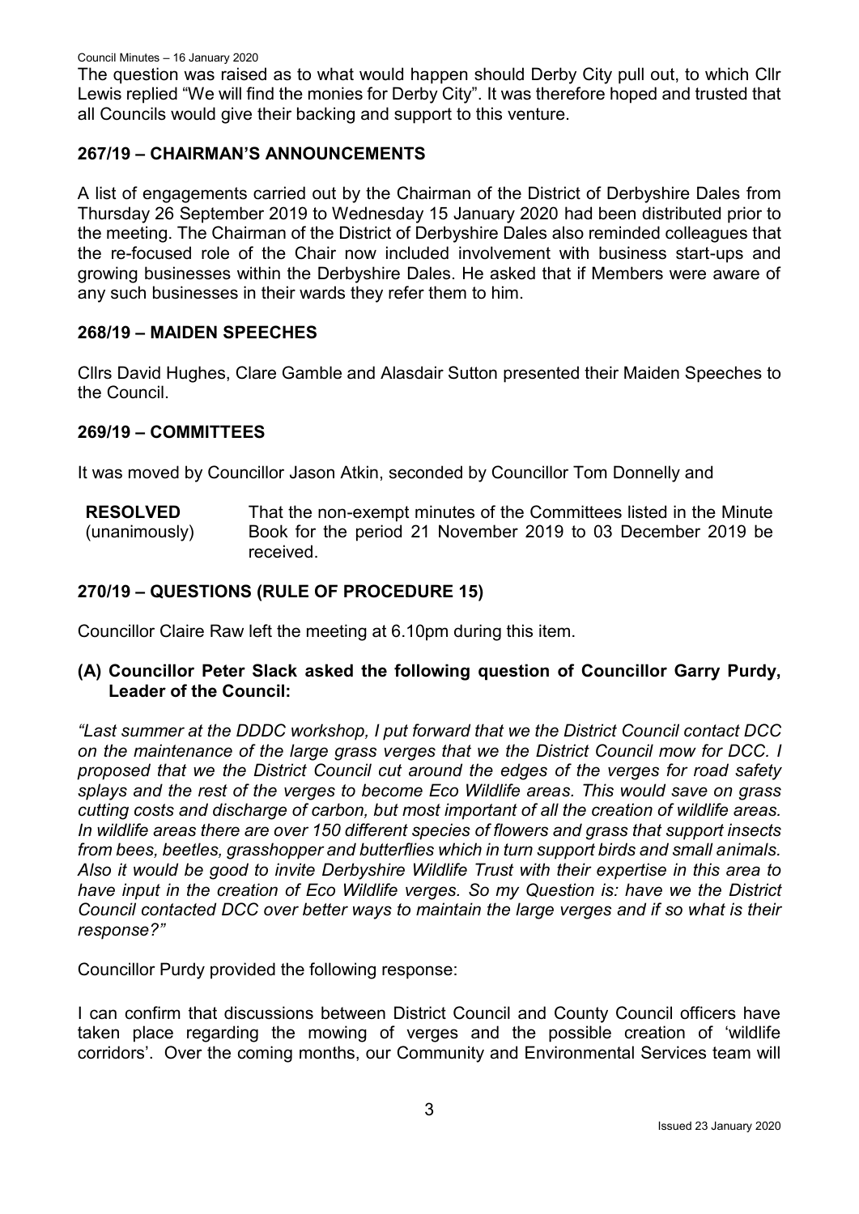The question was raised as to what would happen should Derby City pull out, to which Cllr Lewis replied "We will find the monies for Derby City". It was therefore hoped and trusted that all Councils would give their backing and support to this venture.

## 267/19 – CHAIRMAN'S ANNOUNCEMENTS

A list of engagements carried out by the Chairman of the District of Derbyshire Dales from Thursday 26 September 2019 to Wednesday 15 January 2020 had been distributed prior to the meeting. The Chairman of the District of Derbyshire Dales also reminded colleagues that the re-focused role of the Chair now included involvement with business start-ups and growing businesses within the Derbyshire Dales. He asked that if Members were aware of any such businesses in their wards they refer them to him.

## 268/19 – MAIDEN SPEECHES

Cllrs David Hughes, Clare Gamble and Alasdair Sutton presented their Maiden Speeches to the Council.

## 269/19 – COMMITTEES

It was moved by Councillor Jason Atkin, seconded by Councillor Tom Donnelly and

| **RESOLVED** (unanimously) | That the non-exempt minutes of the Committees listed in the Minute Book for the period 21 November 2019 to 03 December 2019 be received. |
|---|---|

## 270/19 – QUESTIONS (RULE OF PROCEDURE 15)

Councillor Claire Raw left the meeting at 6.10pm during this item.

### (A) Councillor Peter Slack asked the following question of Councillor Garry Purdy, Leader of the Council:

*"Last summer at the DDDC workshop, I put forward that we the District Council contact DCC on the maintenance of the large grass verges that we the District Council mow for DCC. I proposed that we the District Council cut around the edges of the verges for road safety splays and the rest of the verges to become Eco Wildlife areas. This would save on grass cutting costs and discharge of carbon, but most important of all the creation of wildlife areas. In wildlife areas there are over 150 different species of flowers and grass that support insects from bees, beetles, grasshopper and butterflies which in turn support birds and small animals. Also it would be good to invite Derbyshire Wildlife Trust with their expertise in this area to have input in the creation of Eco Wildlife verges. So my Question is: have we the District Council contacted DCC over better ways to maintain the large verges and if so what is their response?"*

Councillor Purdy provided the following response:

I can confirm that discussions between District Council and County Council officers have taken place regarding the mowing of verges and the possible creation of 'wildlife corridors'. Over the coming months, our Community and Environmental Services team will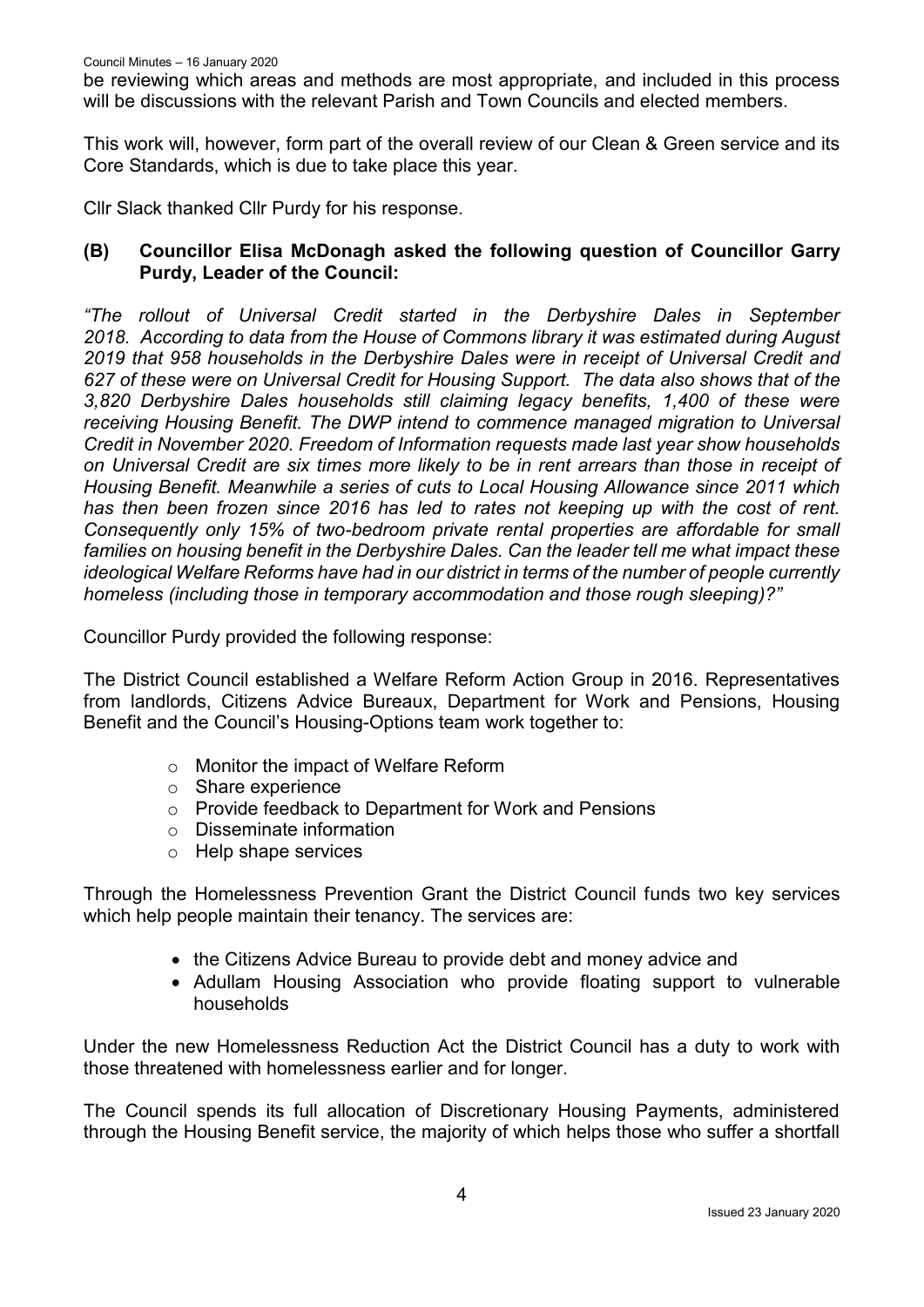be reviewing which areas and methods are most appropriate, and included in this process will be discussions with the relevant Parish and Town Councils and elected members.

This work will, however, form part of the overall review of our Clean & Green service and its Core Standards, which is due to take place this year.

Cllr Slack thanked Cllr Purdy for his response.

**(B) Councillor Elisa McDonagh asked the following question of Councillor Garry Purdy, Leader of the Council:**

*"The rollout of Universal Credit started in the Derbyshire Dales in September 2018. According to data from the House of Commons library it was estimated during August 2019 that 958 households in the Derbyshire Dales were in receipt of Universal Credit and 627 of these were on Universal Credit for Housing Support. The data also shows that of the 3,820 Derbyshire Dales households still claiming legacy benefits, 1,400 of these were receiving Housing Benefit. The DWP intend to commence managed migration to Universal Credit in November 2020. Freedom of Information requests made last year show households on Universal Credit are six times more likely to be in rent arrears than those in receipt of Housing Benefit. Meanwhile a series of cuts to Local Housing Allowance since 2011 which has then been frozen since 2016 has led to rates not keeping up with the cost of rent. Consequently only 15% of two-bedroom private rental properties are affordable for small families on housing benefit in the Derbyshire Dales. Can the leader tell me what impact these ideological Welfare Reforms have had in our district in terms of the number of people currently homeless (including those in temporary accommodation and those rough sleeping)?"*

Councillor Purdy provided the following response:

The District Council established a Welfare Reform Action Group in 2016. Representatives from landlords, Citizens Advice Bureaux, Department for Work and Pensions, Housing Benefit and the Council's Housing-Options team work together to:

- Monitor the impact of Welfare Reform
- Share experience
- Provide feedback to Department for Work and Pensions
- Disseminate information
- Help shape services

Through the Homelessness Prevention Grant the District Council funds two key services which help people maintain their tenancy. The services are:

- the Citizens Advice Bureau to provide debt and money advice and
- Adullam Housing Association who provide floating support to vulnerable households

Under the new Homelessness Reduction Act the District Council has a duty to work with those threatened with homelessness earlier and for longer.

The Council spends its full allocation of Discretionary Housing Payments, administered through the Housing Benefit service, the majority of which helps those who suffer a shortfall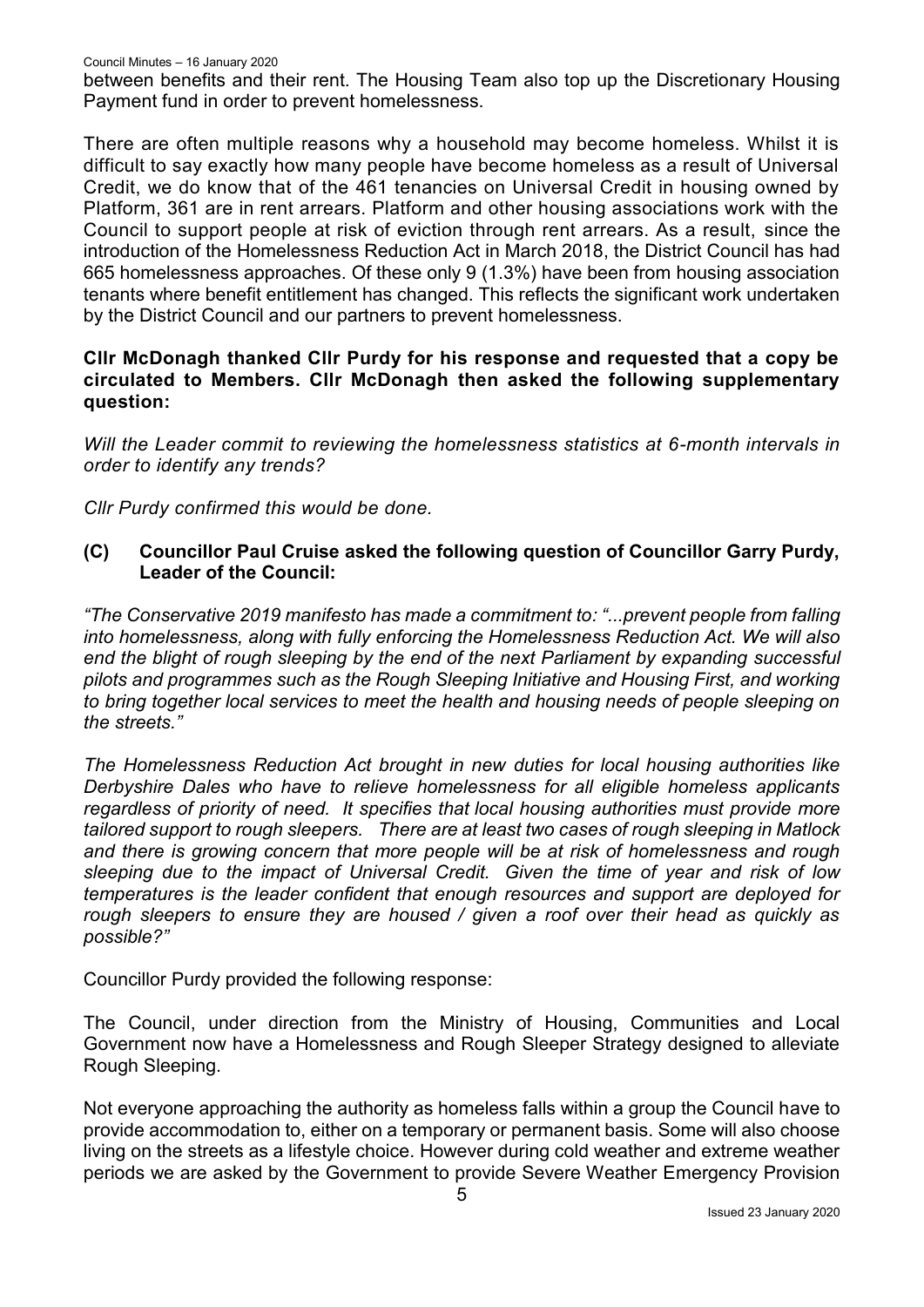between benefits and their rent. The Housing Team also top up the Discretionary Housing Payment fund in order to prevent homelessness.

There are often multiple reasons why a household may become homeless. Whilst it is difficult to say exactly how many people have become homeless as a result of Universal Credit, we do know that of the 461 tenancies on Universal Credit in housing owned by Platform, 361 are in rent arrears. Platform and other housing associations work with the Council to support people at risk of eviction through rent arrears. As a result, since the introduction of the Homelessness Reduction Act in March 2018, the District Council has had 665 homelessness approaches. Of these only 9 (1.3%) have been from housing association tenants where benefit entitlement has changed. This reflects the significant work undertaken by the District Council and our partners to prevent homelessness.

**Cllr McDonagh thanked Cllr Purdy for his response and requested that a copy be circulated to Members. Cllr McDonagh then asked the following supplementary question:**

*Will the Leader commit to reviewing the homelessness statistics at 6-month intervals in order to identify any trends?*

*Cllr Purdy confirmed this would be done.*

**(C) Councillor Paul Cruise asked the following question of Councillor Garry Purdy, Leader of the Council:**

*"The Conservative 2019 manifesto has made a commitment to: "...prevent people from falling into homelessness, along with fully enforcing the Homelessness Reduction Act. We will also end the blight of rough sleeping by the end of the next Parliament by expanding successful pilots and programmes such as the Rough Sleeping Initiative and Housing First, and working to bring together local services to meet the health and housing needs of people sleeping on the streets."*

*The Homelessness Reduction Act brought in new duties for local housing authorities like Derbyshire Dales who have to relieve homelessness for all eligible homeless applicants regardless of priority of need. It specifies that local housing authorities must provide more tailored support to rough sleepers. There are at least two cases of rough sleeping in Matlock and there is growing concern that more people will be at risk of homelessness and rough sleeping due to the impact of Universal Credit. Given the time of year and risk of low temperatures is the leader confident that enough resources and support are deployed for rough sleepers to ensure they are housed / given a roof over their head as quickly as possible?"*

Councillor Purdy provided the following response:

The Council, under direction from the Ministry of Housing, Communities and Local Government now have a Homelessness and Rough Sleeper Strategy designed to alleviate Rough Sleeping.

Not everyone approaching the authority as homeless falls within a group the Council have to provide accommodation to, either on a temporary or permanent basis. Some will also choose living on the streets as a lifestyle choice. However during cold weather and extreme weather periods we are asked by the Government to provide Severe Weather Emergency Provision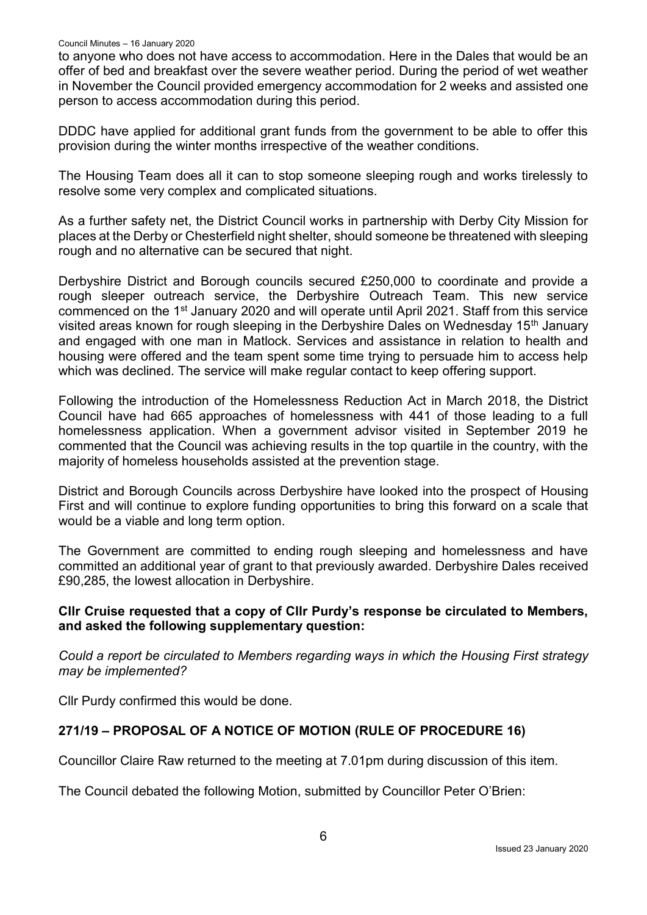to anyone who does not have access to accommodation. Here in the Dales that would be an offer of bed and breakfast over the severe weather period. During the period of wet weather in November the Council provided emergency accommodation for 2 weeks and assisted one person to access accommodation during this period.

DDDC have applied for additional grant funds from the government to be able to offer this provision during the winter months irrespective of the weather conditions.

The Housing Team does all it can to stop someone sleeping rough and works tirelessly to resolve some very complex and complicated situations.

As a further safety net, the District Council works in partnership with Derby City Mission for places at the Derby or Chesterfield night shelter, should someone be threatened with sleeping rough and no alternative can be secured that night.

Derbyshire District and Borough councils secured £250,000 to coordinate and provide a rough sleeper outreach service, the Derbyshire Outreach Team. This new service commenced on the 1st January 2020 and will operate until April 2021. Staff from this service visited areas known for rough sleeping in the Derbyshire Dales on Wednesday 15th January and engaged with one man in Matlock. Services and assistance in relation to health and housing were offered and the team spent some time trying to persuade him to access help which was declined. The service will make regular contact to keep offering support.

Following the introduction of the Homelessness Reduction Act in March 2018, the District Council have had 665 approaches of homelessness with 441 of those leading to a full homelessness application. When a government advisor visited in September 2019 he commented that the Council was achieving results in the top quartile in the country, with the majority of homeless households assisted at the prevention stage.

District and Borough Councils across Derbyshire have looked into the prospect of Housing First and will continue to explore funding opportunities to bring this forward on a scale that would be a viable and long term option.

The Government are committed to ending rough sleeping and homelessness and have committed an additional year of grant to that previously awarded. Derbyshire Dales received £90,285, the lowest allocation in Derbyshire.

**Cllr Cruise requested that a copy of Cllr Purdy's response be circulated to Members, and asked the following supplementary question:**

*Could a report be circulated to Members regarding ways in which the Housing First strategy may be implemented?*

Cllr Purdy confirmed this would be done.

## 271/19 – PROPOSAL OF A NOTICE OF MOTION (RULE OF PROCEDURE 16)

Councillor Claire Raw returned to the meeting at 7.01pm during discussion of this item.

The Council debated the following Motion, submitted by Councillor Peter O'Brien: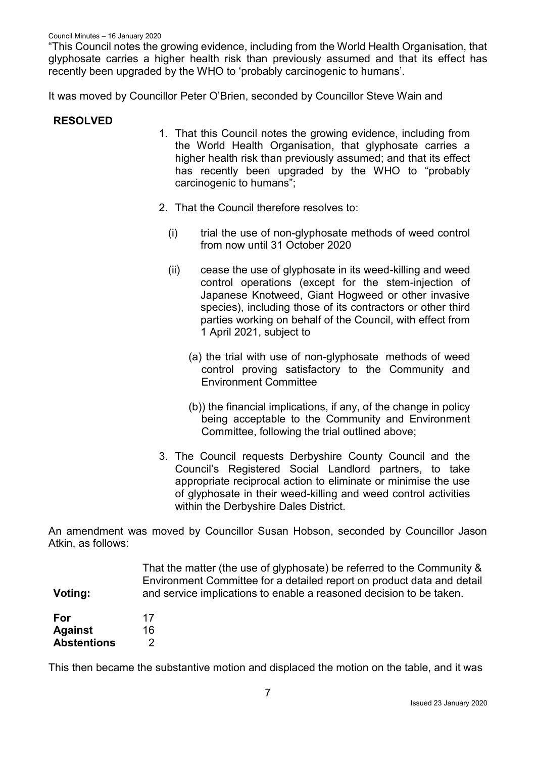"This Council notes the growing evidence, including from the World Health Organisation, that glyphosate carries a higher health risk than previously assumed and that its effect has recently been upgraded by the WHO to 'probably carcinogenic to humans'.

It was moved by Councillor Peter O'Brien, seconded by Councillor Steve Wain and

**RESOLVED**

1. That this Council notes the growing evidence, including from the World Health Organisation, that glyphosate carries a higher health risk than previously assumed; and that its effect has recently been upgraded by the WHO to "probably carcinogenic to humans";

2. That the Council therefore resolves to:

   (i) trial the use of non-glyphosate methods of weed control from now until 31 October 2020

   (ii) cease the use of glyphosate in its weed-killing and weed control operations (except for the stem-injection of Japanese Knotweed, Giant Hogweed or other invasive species), including those of its contractors or other third parties working on behalf of the Council, with effect from 1 April 2021, subject to

      (a) the trial with use of non-glyphosate methods of weed control proving satisfactory to the Community and Environment Committee

      (b)) the financial implications, if any, of the change in policy being acceptable to the Community and Environment Committee, following the trial outlined above;

3. The Council requests Derbyshire County Council and the Council's Registered Social Landlord partners, to take appropriate reciprocal action to eliminate or minimise the use of glyphosate in their weed-killing and weed control activities within the Derbyshire Dales District.

An amendment was moved by Councillor Susan Hobson, seconded by Councillor Jason Atkin, as follows:

That the matter (the use of glyphosate) be referred to the Community & Environment Committee for a detailed report on product data and detail and service implications to enable a reasoned decision to be taken.

**Voting:**

| | |
|---|---|
| **For** | 17 |
| **Against** | 16 |
| **Abstentions** | 2 |

This then became the substantive motion and displaced the motion on the table, and it was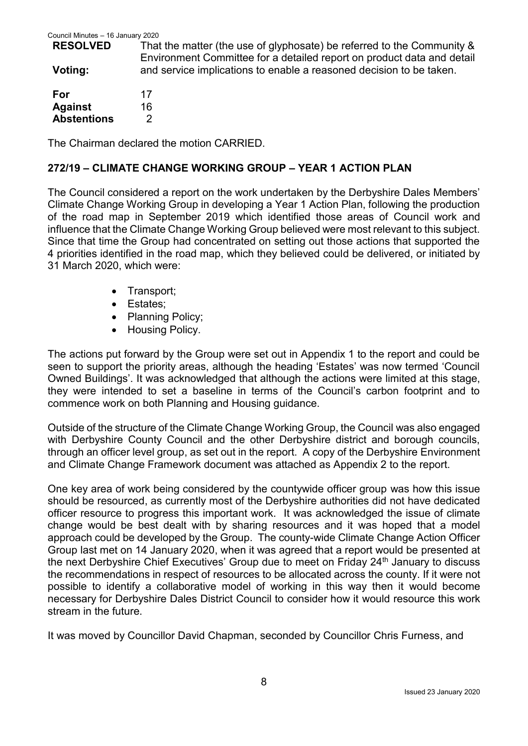**RESOLVED** That the matter (the use of glyphosate) be referred to the Community & Environment Committee for a detailed report on product data and detail and service implications to enable a reasoned decision to be taken.

**Voting:**

| | |
|---|---|
| **For** | 17 |
| **Against** | 16 |
| **Abstentions** | 2 |

The Chairman declared the motion CARRIED.

## 272/19 – CLIMATE CHANGE WORKING GROUP – YEAR 1 ACTION PLAN

The Council considered a report on the work undertaken by the Derbyshire Dales Members' Climate Change Working Group in developing a Year 1 Action Plan, following the production of the road map in September 2019 which identified those areas of Council work and influence that the Climate Change Working Group believed were most relevant to this subject. Since that time the Group had concentrated on setting out those actions that supported the 4 priorities identified in the road map, which they believed could be delivered, or initiated by 31 March 2020, which were:

- Transport;
- Estates;
- Planning Policy;
- Housing Policy.

The actions put forward by the Group were set out in Appendix 1 to the report and could be seen to support the priority areas, although the heading 'Estates' was now termed 'Council Owned Buildings'. It was acknowledged that although the actions were limited at this stage, they were intended to set a baseline in terms of the Council's carbon footprint and to commence work on both Planning and Housing guidance.

Outside of the structure of the Climate Change Working Group, the Council was also engaged with Derbyshire County Council and the other Derbyshire district and borough councils, through an officer level group, as set out in the report. A copy of the Derbyshire Environment and Climate Change Framework document was attached as Appendix 2 to the report.

One key area of work being considered by the countywide officer group was how this issue should be resourced, as currently most of the Derbyshire authorities did not have dedicated officer resource to progress this important work. It was acknowledged the issue of climate change would be best dealt with by sharing resources and it was hoped that a model approach could be developed by the Group. The county-wide Climate Change Action Officer Group last met on 14 January 2020, when it was agreed that a report would be presented at the next Derbyshire Chief Executives' Group due to meet on Friday 24th January to discuss the recommendations in respect of resources to be allocated across the county. If it were not possible to identify a collaborative model of working in this way then it would become necessary for Derbyshire Dales District Council to consider how it would resource this work stream in the future.

It was moved by Councillor David Chapman, seconded by Councillor Chris Furness, and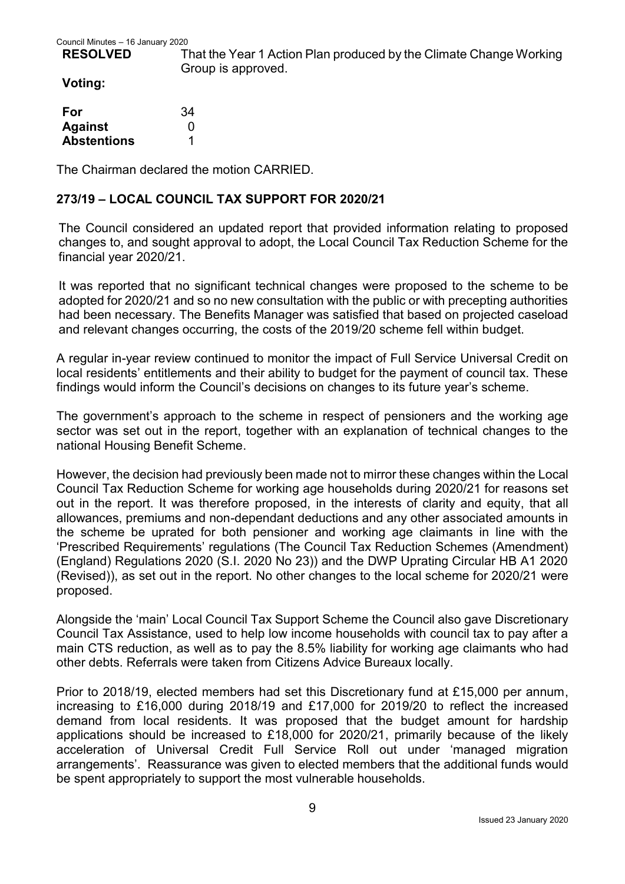**RESOLVED** That the Year 1 Action Plan produced by the Climate Change Working Group is approved.

**Voting:**

| | |
|---|---|
| **For** | 34 |
| **Against** | 0 |
| **Abstentions** | 1 |

The Chairman declared the motion CARRIED.

## 273/19 – LOCAL COUNCIL TAX SUPPORT FOR 2020/21

The Council considered an updated report that provided information relating to proposed changes to, and sought approval to adopt, the Local Council Tax Reduction Scheme for the financial year 2020/21.

It was reported that no significant technical changes were proposed to the scheme to be adopted for 2020/21 and so no new consultation with the public or with precepting authorities had been necessary. The Benefits Manager was satisfied that based on projected caseload and relevant changes occurring, the costs of the 2019/20 scheme fell within budget.

A regular in-year review continued to monitor the impact of Full Service Universal Credit on local residents' entitlements and their ability to budget for the payment of council tax. These findings would inform the Council's decisions on changes to its future year's scheme.

The government's approach to the scheme in respect of pensioners and the working age sector was set out in the report, together with an explanation of technical changes to the national Housing Benefit Scheme.

However, the decision had previously been made not to mirror these changes within the Local Council Tax Reduction Scheme for working age households during 2020/21 for reasons set out in the report. It was therefore proposed, in the interests of clarity and equity, that all allowances, premiums and non-dependant deductions and any other associated amounts in the scheme be uprated for both pensioner and working age claimants in line with the 'Prescribed Requirements' regulations (The Council Tax Reduction Schemes (Amendment) (England) Regulations 2020 (S.I. 2020 No 23)) and the DWP Uprating Circular HB A1 2020 (Revised)), as set out in the report. No other changes to the local scheme for 2020/21 were proposed.

Alongside the 'main' Local Council Tax Support Scheme the Council also gave Discretionary Council Tax Assistance, used to help low income households with council tax to pay after a main CTS reduction, as well as to pay the 8.5% liability for working age claimants who had other debts. Referrals were taken from Citizens Advice Bureaux locally.

Prior to 2018/19, elected members had set this Discretionary fund at £15,000 per annum, increasing to £16,000 during 2018/19 and £17,000 for 2019/20 to reflect the increased demand from local residents. It was proposed that the budget amount for hardship applications should be increased to £18,000 for 2020/21, primarily because of the likely acceleration of Universal Credit Full Service Roll out under 'managed migration arrangements'. Reassurance was given to elected members that the additional funds would be spent appropriately to support the most vulnerable households.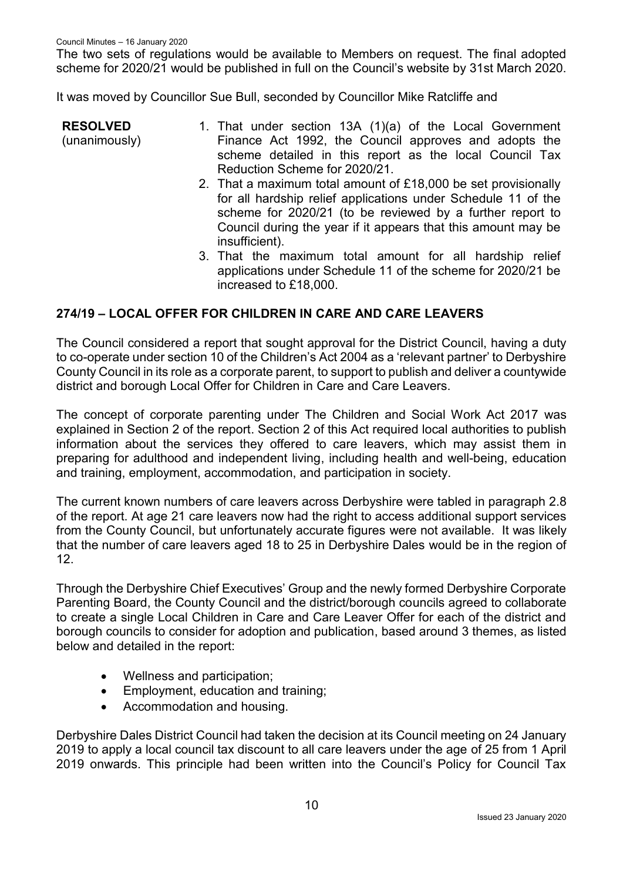The two sets of regulations would be available to Members on request. The final adopted scheme for 2020/21 would be published in full on the Council's website by 31st March 2020.

It was moved by Councillor Sue Bull, seconded by Councillor Mike Ratcliffe and

**RESOLVED** (unanimously)

1. That under section 13A (1)(a) of the Local Government Finance Act 1992, the Council approves and adopts the scheme detailed in this report as the local Council Tax Reduction Scheme for 2020/21.
2. That a maximum total amount of £18,000 be set provisionally for all hardship relief applications under Schedule 11 of the scheme for 2020/21 (to be reviewed by a further report to Council during the year if it appears that this amount may be insufficient).
3. That the maximum total amount for all hardship relief applications under Schedule 11 of the scheme for 2020/21 be increased to £18,000.

## 274/19 – LOCAL OFFER FOR CHILDREN IN CARE AND CARE LEAVERS

The Council considered a report that sought approval for the District Council, having a duty to co-operate under section 10 of the Children's Act 2004 as a 'relevant partner' to Derbyshire County Council in its role as a corporate parent, to support to publish and deliver a countywide district and borough Local Offer for Children in Care and Care Leavers.

The concept of corporate parenting under The Children and Social Work Act 2017 was explained in Section 2 of the report. Section 2 of this Act required local authorities to publish information about the services they offered to care leavers, which may assist them in preparing for adulthood and independent living, including health and well-being, education and training, employment, accommodation, and participation in society.

The current known numbers of care leavers across Derbyshire were tabled in paragraph 2.8 of the report. At age 21 care leavers now had the right to access additional support services from the County Council, but unfortunately accurate figures were not available. It was likely that the number of care leavers aged 18 to 25 in Derbyshire Dales would be in the region of 12.

Through the Derbyshire Chief Executives' Group and the newly formed Derbyshire Corporate Parenting Board, the County Council and the district/borough councils agreed to collaborate to create a single Local Children in Care and Care Leaver Offer for each of the district and borough councils to consider for adoption and publication, based around 3 themes, as listed below and detailed in the report:

- Wellness and participation;
- Employment, education and training;
- Accommodation and housing.

Derbyshire Dales District Council had taken the decision at its Council meeting on 24 January 2019 to apply a local council tax discount to all care leavers under the age of 25 from 1 April 2019 onwards. This principle had been written into the Council's Policy for Council Tax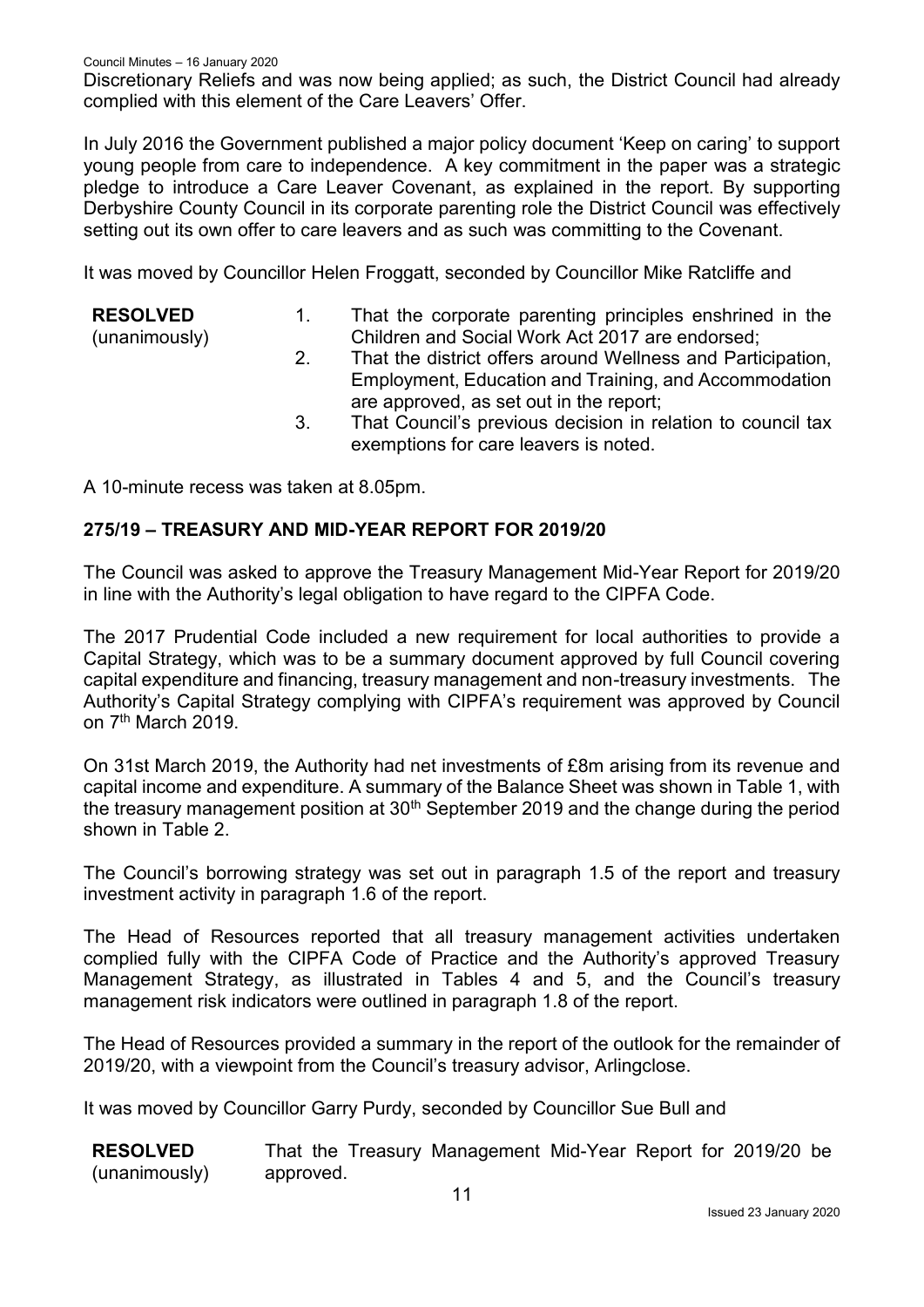Discretionary Reliefs and was now being applied; as such, the District Council had already complied with this element of the Care Leavers' Offer.

In July 2016 the Government published a major policy document 'Keep on caring' to support young people from care to independence. A key commitment in the paper was a strategic pledge to introduce a Care Leaver Covenant, as explained in the report. By supporting Derbyshire County Council in its corporate parenting role the District Council was effectively setting out its own offer to care leavers and as such was committing to the Covenant.

It was moved by Councillor Helen Froggatt, seconded by Councillor Mike Ratcliffe and

**RESOLVED** (unanimously)

1. That the corporate parenting principles enshrined in the Children and Social Work Act 2017 are endorsed;
2. That the district offers around Wellness and Participation, Employment, Education and Training, and Accommodation are approved, as set out in the report;
3. That Council's previous decision in relation to council tax exemptions for care leavers is noted.

A 10-minute recess was taken at 8.05pm.

## 275/19 – TREASURY AND MID-YEAR REPORT FOR 2019/20

The Council was asked to approve the Treasury Management Mid-Year Report for 2019/20 in line with the Authority's legal obligation to have regard to the CIPFA Code.

The 2017 Prudential Code included a new requirement for local authorities to provide a Capital Strategy, which was to be a summary document approved by full Council covering capital expenditure and financing, treasury management and non-treasury investments. The Authority's Capital Strategy complying with CIPFA's requirement was approved by Council on 7th March 2019.

On 31st March 2019, the Authority had net investments of £8m arising from its revenue and capital income and expenditure. A summary of the Balance Sheet was shown in Table 1, with the treasury management position at 30th September 2019 and the change during the period shown in Table 2.

The Council's borrowing strategy was set out in paragraph 1.5 of the report and treasury investment activity in paragraph 1.6 of the report.

The Head of Resources reported that all treasury management activities undertaken complied fully with the CIPFA Code of Practice and the Authority's approved Treasury Management Strategy, as illustrated in Tables 4 and 5, and the Council's treasury management risk indicators were outlined in paragraph 1.8 of the report.

The Head of Resources provided a summary in the report of the outlook for the remainder of 2019/20, with a viewpoint from the Council's treasury advisor, Arlingclose.

It was moved by Councillor Garry Purdy, seconded by Councillor Sue Bull and

**RESOLVED** (unanimously) That the Treasury Management Mid-Year Report for 2019/20 be approved.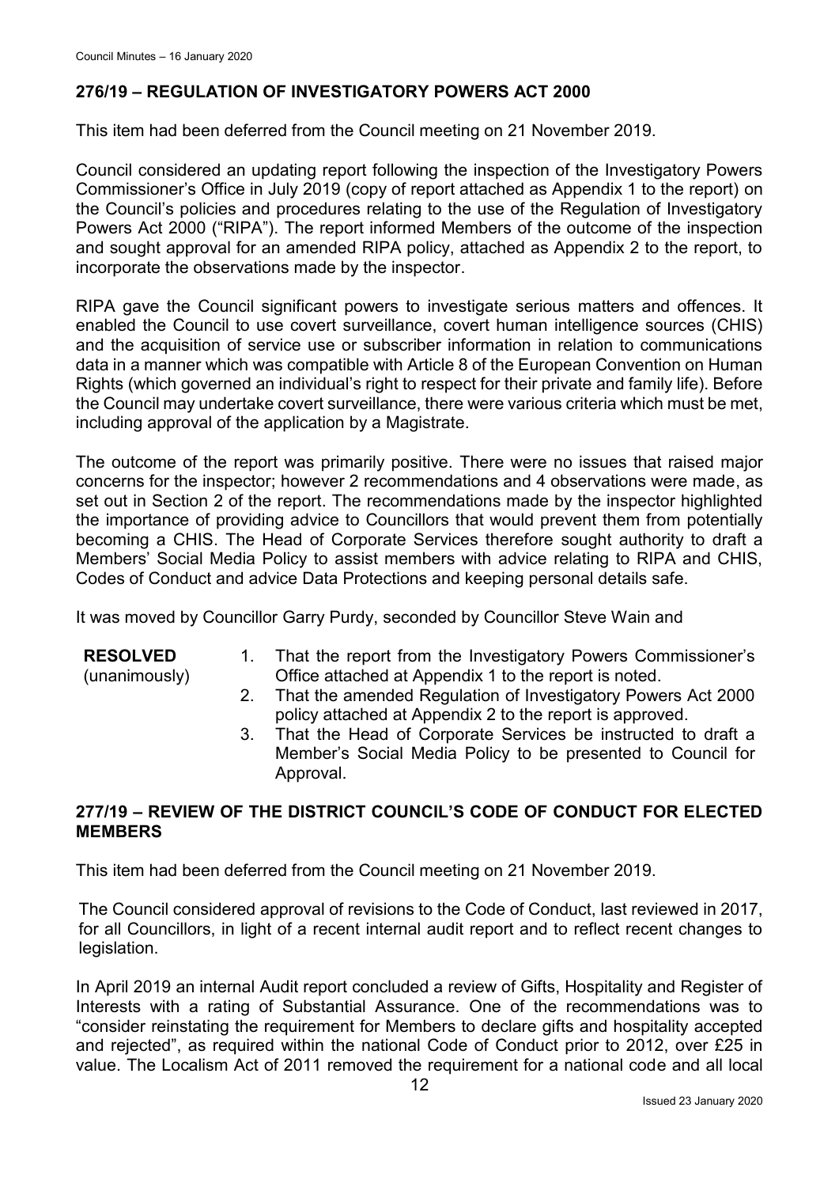## 276/19 – REGULATION OF INVESTIGATORY POWERS ACT 2000

This item had been deferred from the Council meeting on 21 November 2019.

Council considered an updating report following the inspection of the Investigatory Powers Commissioner's Office in July 2019 (copy of report attached as Appendix 1 to the report) on the Council's policies and procedures relating to the use of the Regulation of Investigatory Powers Act 2000 ("RIPA"). The report informed Members of the outcome of the inspection and sought approval for an amended RIPA policy, attached as Appendix 2 to the report, to incorporate the observations made by the inspector.

RIPA gave the Council significant powers to investigate serious matters and offences. It enabled the Council to use covert surveillance, covert human intelligence sources (CHIS) and the acquisition of service use or subscriber information in relation to communications data in a manner which was compatible with Article 8 of the European Convention on Human Rights (which governed an individual's right to respect for their private and family life). Before the Council may undertake covert surveillance, there were various criteria which must be met, including approval of the application by a Magistrate.

The outcome of the report was primarily positive. There were no issues that raised major concerns for the inspector; however 2 recommendations and 4 observations were made, as set out in Section 2 of the report. The recommendations made by the inspector highlighted the importance of providing advice to Councillors that would prevent them from potentially becoming a CHIS. The Head of Corporate Services therefore sought authority to draft a Members' Social Media Policy to assist members with advice relating to RIPA and CHIS, Codes of Conduct and advice Data Protections and keeping personal details safe.

It was moved by Councillor Garry Purdy, seconded by Councillor Steve Wain and

**RESOLVED** (unanimously)

1. That the report from the Investigatory Powers Commissioner's Office attached at Appendix 1 to the report is noted.
2. That the amended Regulation of Investigatory Powers Act 2000 policy attached at Appendix 2 to the report is approved.
3. That the Head of Corporate Services be instructed to draft a Member's Social Media Policy to be presented to Council for Approval.

## 277/19 – REVIEW OF THE DISTRICT COUNCIL'S CODE OF CONDUCT FOR ELECTED MEMBERS

This item had been deferred from the Council meeting on 21 November 2019.

The Council considered approval of revisions to the Code of Conduct, last reviewed in 2017, for all Councillors, in light of a recent internal audit report and to reflect recent changes to legislation.

In April 2019 an internal Audit report concluded a review of Gifts, Hospitality and Register of Interests with a rating of Substantial Assurance. One of the recommendations was to "consider reinstating the requirement for Members to declare gifts and hospitality accepted and rejected", as required within the national Code of Conduct prior to 2012, over £25 in value. The Localism Act of 2011 removed the requirement for a national code and all local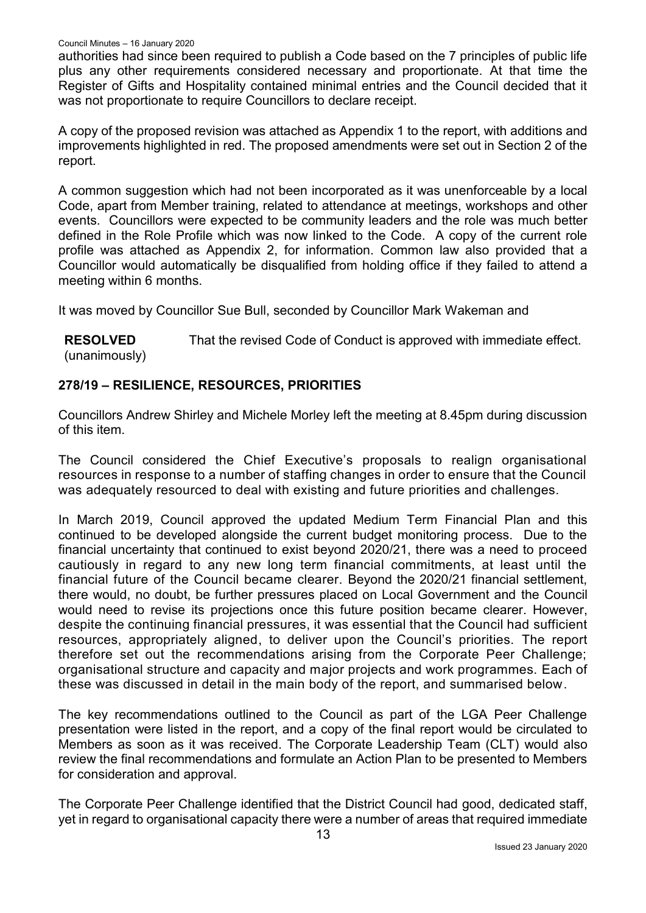authorities had since been required to publish a Code based on the 7 principles of public life plus any other requirements considered necessary and proportionate. At that time the Register of Gifts and Hospitality contained minimal entries and the Council decided that it was not proportionate to require Councillors to declare receipt.

A copy of the proposed revision was attached as Appendix 1 to the report, with additions and improvements highlighted in red. The proposed amendments were set out in Section 2 of the report.

A common suggestion which had not been incorporated as it was unenforceable by a local Code, apart from Member training, related to attendance at meetings, workshops and other events. Councillors were expected to be community leaders and the role was much better defined in the Role Profile which was now linked to the Code. A copy of the current role profile was attached as Appendix 2, for information. Common law also provided that a Councillor would automatically be disqualified from holding office if they failed to attend a meeting within 6 months.

It was moved by Councillor Sue Bull, seconded by Councillor Mark Wakeman and

**RESOLVED** (unanimously) That the revised Code of Conduct is approved with immediate effect.

## 278/19 – RESILIENCE, RESOURCES, PRIORITIES

Councillors Andrew Shirley and Michele Morley left the meeting at 8.45pm during discussion of this item.

The Council considered the Chief Executive's proposals to realign organisational resources in response to a number of staffing changes in order to ensure that the Council was adequately resourced to deal with existing and future priorities and challenges.

In March 2019, Council approved the updated Medium Term Financial Plan and this continued to be developed alongside the current budget monitoring process. Due to the financial uncertainty that continued to exist beyond 2020/21, there was a need to proceed cautiously in regard to any new long term financial commitments, at least until the financial future of the Council became clearer. Beyond the 2020/21 financial settlement, there would, no doubt, be further pressures placed on Local Government and the Council would need to revise its projections once this future position became clearer. However, despite the continuing financial pressures, it was essential that the Council had sufficient resources, appropriately aligned, to deliver upon the Council's priorities. The report therefore set out the recommendations arising from the Corporate Peer Challenge; organisational structure and capacity and major projects and work programmes. Each of these was discussed in detail in the main body of the report, and summarised below.

The key recommendations outlined to the Council as part of the LGA Peer Challenge presentation were listed in the report, and a copy of the final report would be circulated to Members as soon as it was received. The Corporate Leadership Team (CLT) would also review the final recommendations and formulate an Action Plan to be presented to Members for consideration and approval.

The Corporate Peer Challenge identified that the District Council had good, dedicated staff, yet in regard to organisational capacity there were a number of areas that required immediate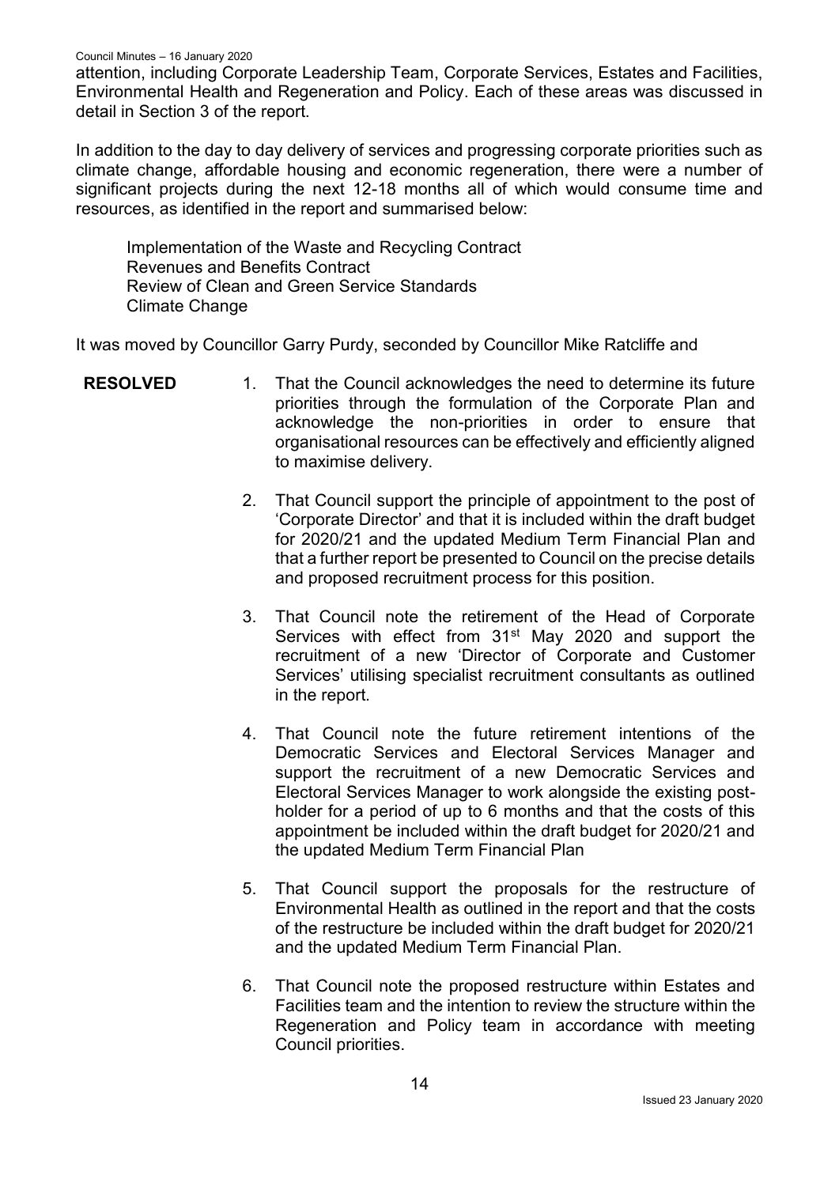attention, including Corporate Leadership Team, Corporate Services, Estates and Facilities, Environmental Health and Regeneration and Policy. Each of these areas was discussed in detail in Section 3 of the report.

In addition to the day to day delivery of services and progressing corporate priorities such as climate change, affordable housing and economic regeneration, there were a number of significant projects during the next 12-18 months all of which would consume time and resources, as identified in the report and summarised below:

Implementation of the Waste and Recycling Contract
Revenues and Benefits Contract
Review of Clean and Green Service Standards
Climate Change

It was moved by Councillor Garry Purdy, seconded by Councillor Mike Ratcliffe and

**RESOLVED**

1. That the Council acknowledges the need to determine its future priorities through the formulation of the Corporate Plan and acknowledge the non-priorities in order to ensure that organisational resources can be effectively and efficiently aligned to maximise delivery.

2. That Council support the principle of appointment to the post of 'Corporate Director' and that it is included within the draft budget for 2020/21 and the updated Medium Term Financial Plan and that a further report be presented to Council on the precise details and proposed recruitment process for this position.

3. That Council note the retirement of the Head of Corporate Services with effect from 31st May 2020 and support the recruitment of a new 'Director of Corporate and Customer Services' utilising specialist recruitment consultants as outlined in the report.

4. That Council note the future retirement intentions of the Democratic Services and Electoral Services Manager and support the recruitment of a new Democratic Services and Electoral Services Manager to work alongside the existing post-holder for a period of up to 6 months and that the costs of this appointment be included within the draft budget for 2020/21 and the updated Medium Term Financial Plan

5. That Council support the proposals for the restructure of Environmental Health as outlined in the report and that the costs of the restructure be included within the draft budget for 2020/21 and the updated Medium Term Financial Plan.

6. That Council note the proposed restructure within Estates and Facilities team and the intention to review the structure within the Regeneration and Policy team in accordance with meeting Council priorities.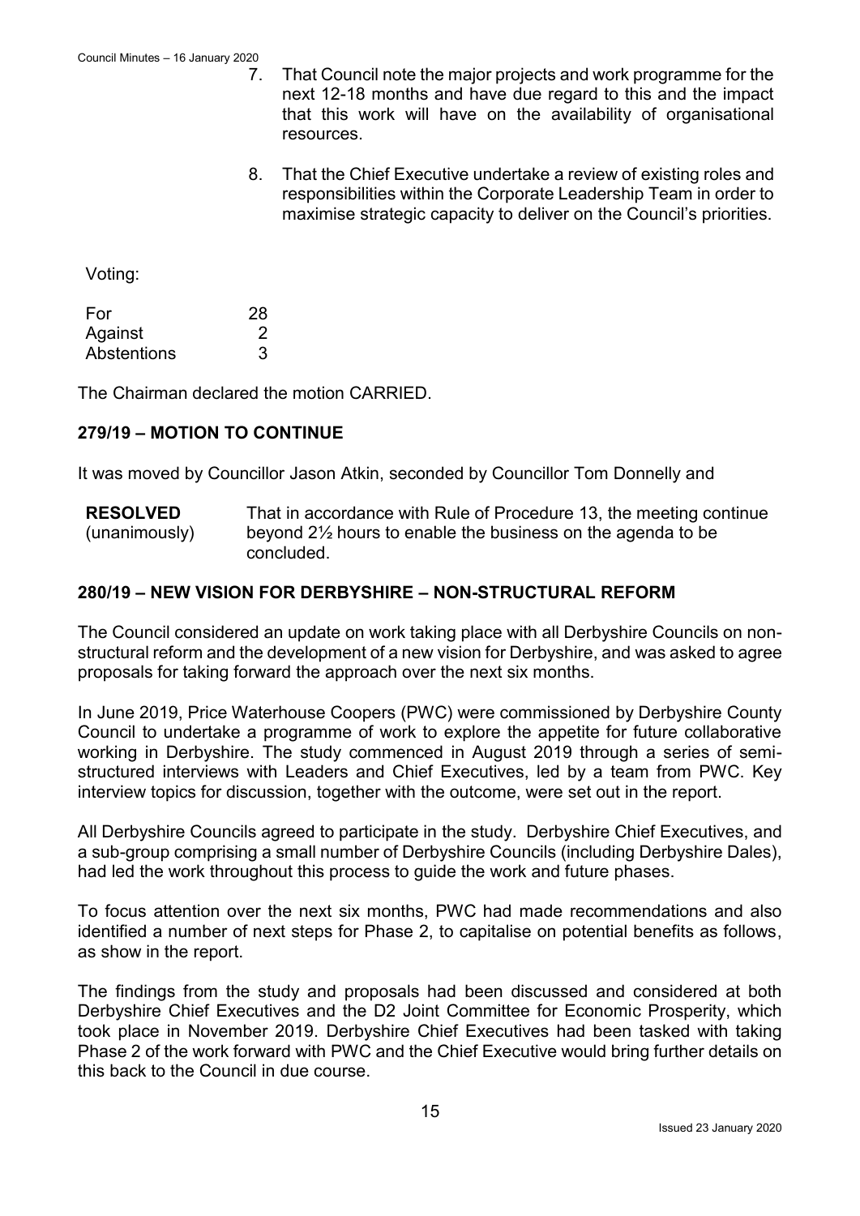7. That Council note the major projects and work programme for the next 12-18 months and have due regard to this and the impact that this work will have on the availability of organisational resources.

8. That the Chief Executive undertake a review of existing roles and responsibilities within the Corporate Leadership Team in order to maximise strategic capacity to deliver on the Council's priorities.

Voting:

| | |
|---|---|
| For | 28 |
| Against | 2 |
| Abstentions | 3 |

The Chairman declared the motion CARRIED.

## 279/19 – MOTION TO CONTINUE

It was moved by Councillor Jason Atkin, seconded by Councillor Tom Donnelly and

**RESOLVED** (unanimously) That in accordance with Rule of Procedure 13, the meeting continue beyond 2½ hours to enable the business on the agenda to be concluded.

## 280/19 – NEW VISION FOR DERBYSHIRE – NON-STRUCTURAL REFORM

The Council considered an update on work taking place with all Derbyshire Councils on non-structural reform and the development of a new vision for Derbyshire, and was asked to agree proposals for taking forward the approach over the next six months.

In June 2019, Price Waterhouse Coopers (PWC) were commissioned by Derbyshire County Council to undertake a programme of work to explore the appetite for future collaborative working in Derbyshire. The study commenced in August 2019 through a series of semi-structured interviews with Leaders and Chief Executives, led by a team from PWC. Key interview topics for discussion, together with the outcome, were set out in the report.

All Derbyshire Councils agreed to participate in the study. Derbyshire Chief Executives, and a sub-group comprising a small number of Derbyshire Councils (including Derbyshire Dales), had led the work throughout this process to guide the work and future phases.

To focus attention over the next six months, PWC had made recommendations and also identified a number of next steps for Phase 2, to capitalise on potential benefits as follows, as show in the report.

The findings from the study and proposals had been discussed and considered at both Derbyshire Chief Executives and the D2 Joint Committee for Economic Prosperity, which took place in November 2019. Derbyshire Chief Executives had been tasked with taking Phase 2 of the work forward with PWC and the Chief Executive would bring further details on this back to the Council in due course.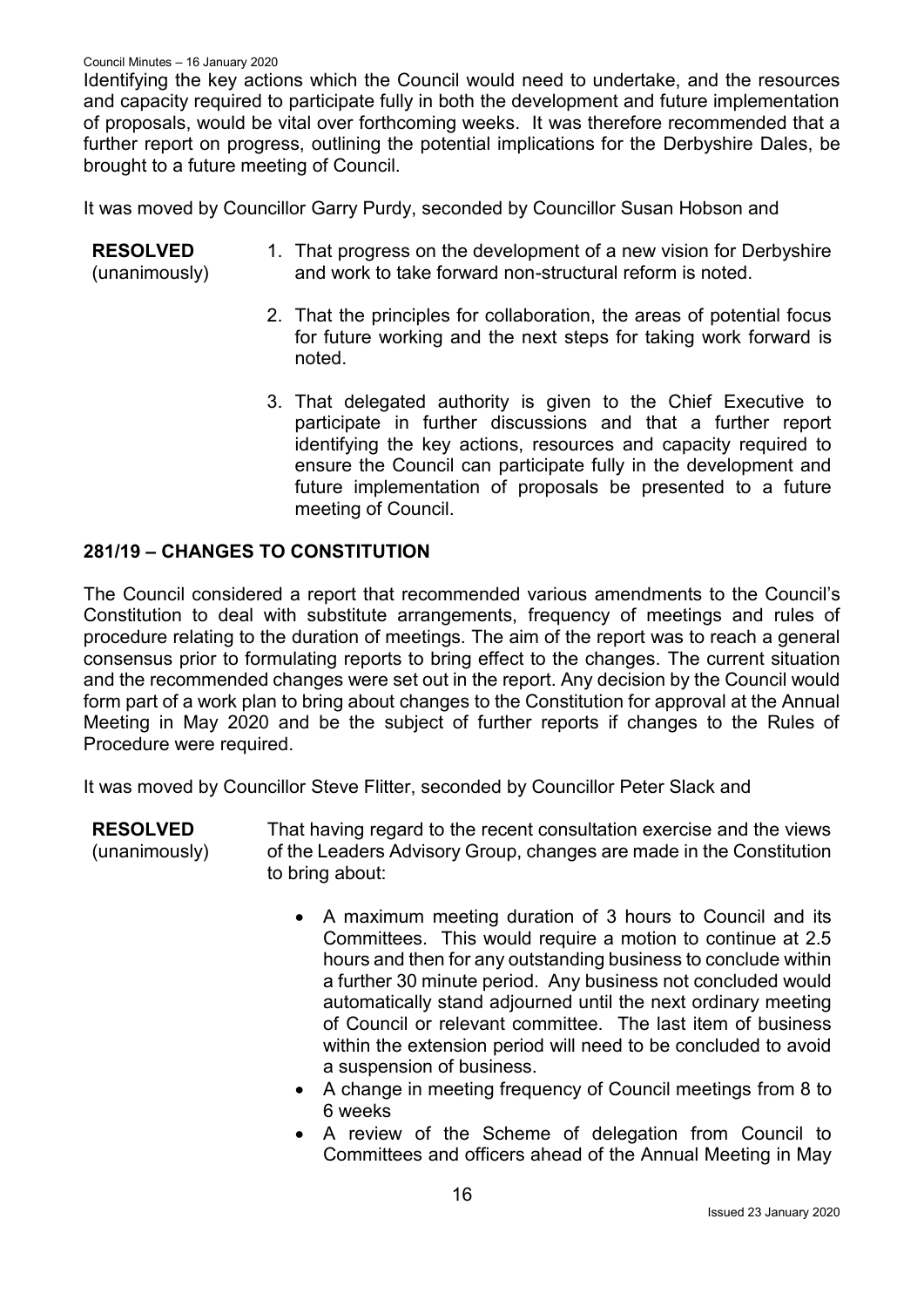Identifying the key actions which the Council would need to undertake, and the resources and capacity required to participate fully in both the development and future implementation of proposals, would be vital over forthcoming weeks. It was therefore recommended that a further report on progress, outlining the potential implications for the Derbyshire Dales, be brought to a future meeting of Council.

It was moved by Councillor Garry Purdy, seconded by Councillor Susan Hobson and

**RESOLVED** (unanimously)

1. That progress on the development of a new vision for Derbyshire and work to take forward non-structural reform is noted.
2. That the principles for collaboration, the areas of potential focus for future working and the next steps for taking work forward is noted.
3. That delegated authority is given to the Chief Executive to participate in further discussions and that a further report identifying the key actions, resources and capacity required to ensure the Council can participate fully in the development and future implementation of proposals be presented to a future meeting of Council.

## 281/19 – CHANGES TO CONSTITUTION

The Council considered a report that recommended various amendments to the Council's Constitution to deal with substitute arrangements, frequency of meetings and rules of procedure relating to the duration of meetings. The aim of the report was to reach a general consensus prior to formulating reports to bring effect to the changes. The current situation and the recommended changes were set out in the report. Any decision by the Council would form part of a work plan to bring about changes to the Constitution for approval at the Annual Meeting in May 2020 and be the subject of further reports if changes to the Rules of Procedure were required.

It was moved by Councillor Steve Flitter, seconded by Councillor Peter Slack and

**RESOLVED** (unanimously)

That having regard to the recent consultation exercise and the views of the Leaders Advisory Group, changes are made in the Constitution to bring about:

- A maximum meeting duration of 3 hours to Council and its Committees. This would require a motion to continue at 2.5 hours and then for any outstanding business to conclude within a further 30 minute period. Any business not concluded would automatically stand adjourned until the next ordinary meeting of Council or relevant committee. The last item of business within the extension period will need to be concluded to avoid a suspension of business.
- A change in meeting frequency of Council meetings from 8 to 6 weeks
- A review of the Scheme of delegation from Council to Committees and officers ahead of the Annual Meeting in May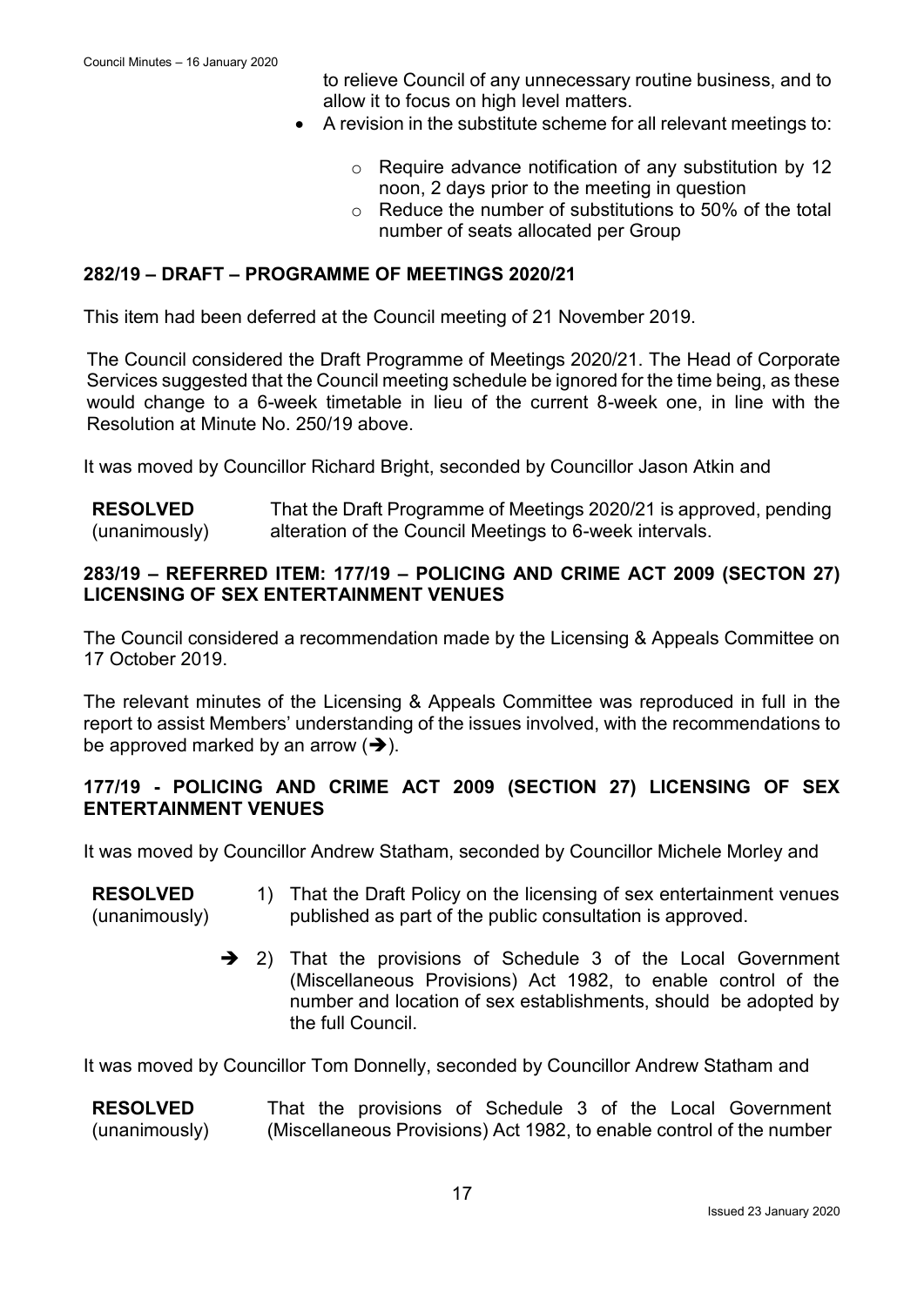to relieve Council of any unnecessary routine business, and to allow it to focus on high level matters.

- A revision in the substitute scheme for all relevant meetings to:
  - Require advance notification of any substitution by 12 noon, 2 days prior to the meeting in question
  - Reduce the number of substitutions to 50% of the total number of seats allocated per Group

## 282/19 – DRAFT – PROGRAMME OF MEETINGS 2020/21

This item had been deferred at the Council meeting of 21 November 2019.

The Council considered the Draft Programme of Meetings 2020/21. The Head of Corporate Services suggested that the Council meeting schedule be ignored for the time being, as these would change to a 6-week timetable in lieu of the current 8-week one, in line with the Resolution at Minute No. 250/19 above.

It was moved by Councillor Richard Bright, seconded by Councillor Jason Atkin and

**RESOLVED** (unanimously) That the Draft Programme of Meetings 2020/21 is approved, pending alteration of the Council Meetings to 6-week intervals.

## 283/19 – REFERRED ITEM: 177/19 – POLICING AND CRIME ACT 2009 (SECTON 27) LICENSING OF SEX ENTERTAINMENT VENUES

The Council considered a recommendation made by the Licensing & Appeals Committee on 17 October 2019.

The relevant minutes of the Licensing & Appeals Committee was reproduced in full in the report to assist Members' understanding of the issues involved, with the recommendations to be approved marked by an arrow (➔).

## 177/19 - POLICING AND CRIME ACT 2009 (SECTION 27) LICENSING OF SEX ENTERTAINMENT VENUES

It was moved by Councillor Andrew Statham, seconded by Councillor Michele Morley and

**RESOLVED** (unanimously)

1) That the Draft Policy on the licensing of sex entertainment venues published as part of the public consultation is approved.

➔ 2) That the provisions of Schedule 3 of the Local Government (Miscellaneous Provisions) Act 1982, to enable control of the number and location of sex establishments, should be adopted by the full Council.

It was moved by Councillor Tom Donnelly, seconded by Councillor Andrew Statham and

**RESOLVED** (unanimously) That the provisions of Schedule 3 of the Local Government (Miscellaneous Provisions) Act 1982, to enable control of the number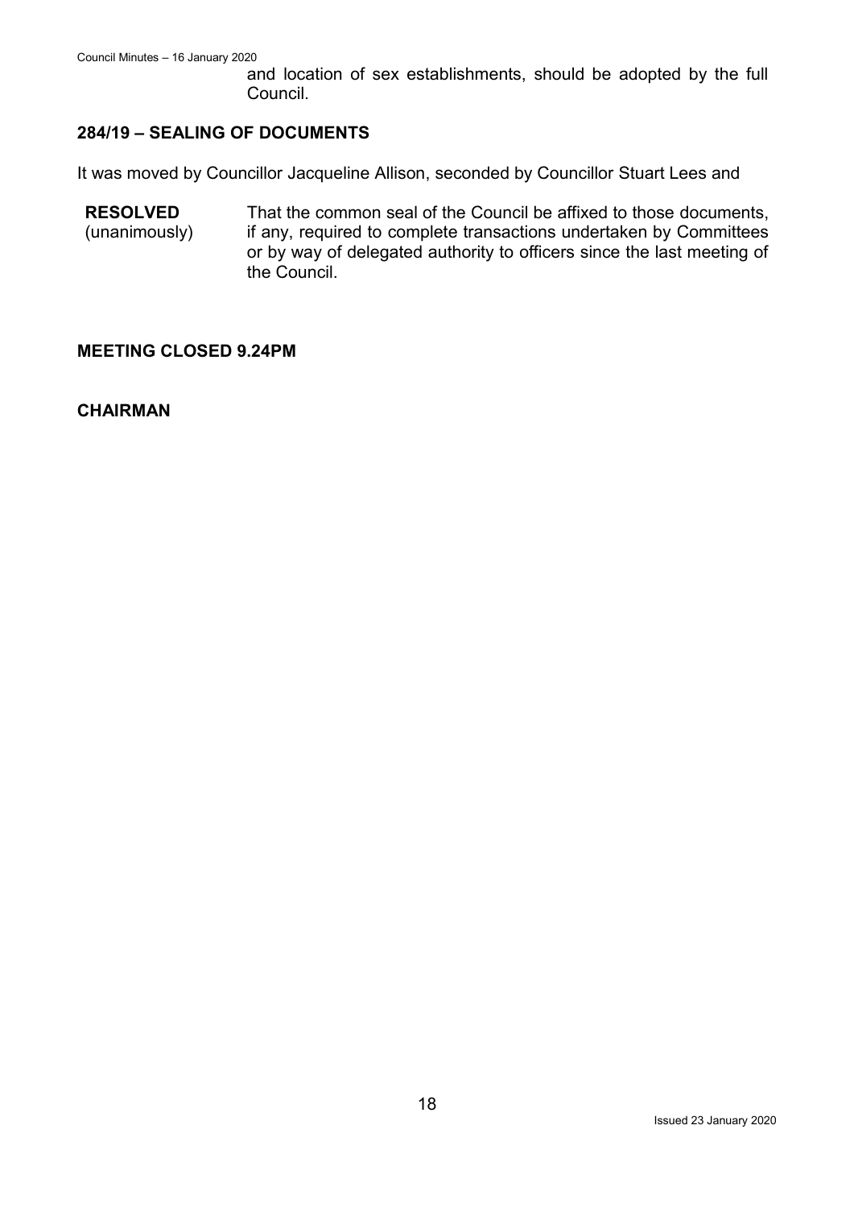and location of sex establishments, should be adopted by the full Council.

## 284/19 – SEALING OF DOCUMENTS

It was moved by Councillor Jacqueline Allison, seconded by Councillor Stuart Lees and

**RESOLVED** (unanimously) That the common seal of the Council be affixed to those documents, if any, required to complete transactions undertaken by Committees or by way of delegated authority to officers since the last meeting of the Council.

**MEETING CLOSED 9.24PM**

**CHAIRMAN**

Issued 23 January 2020